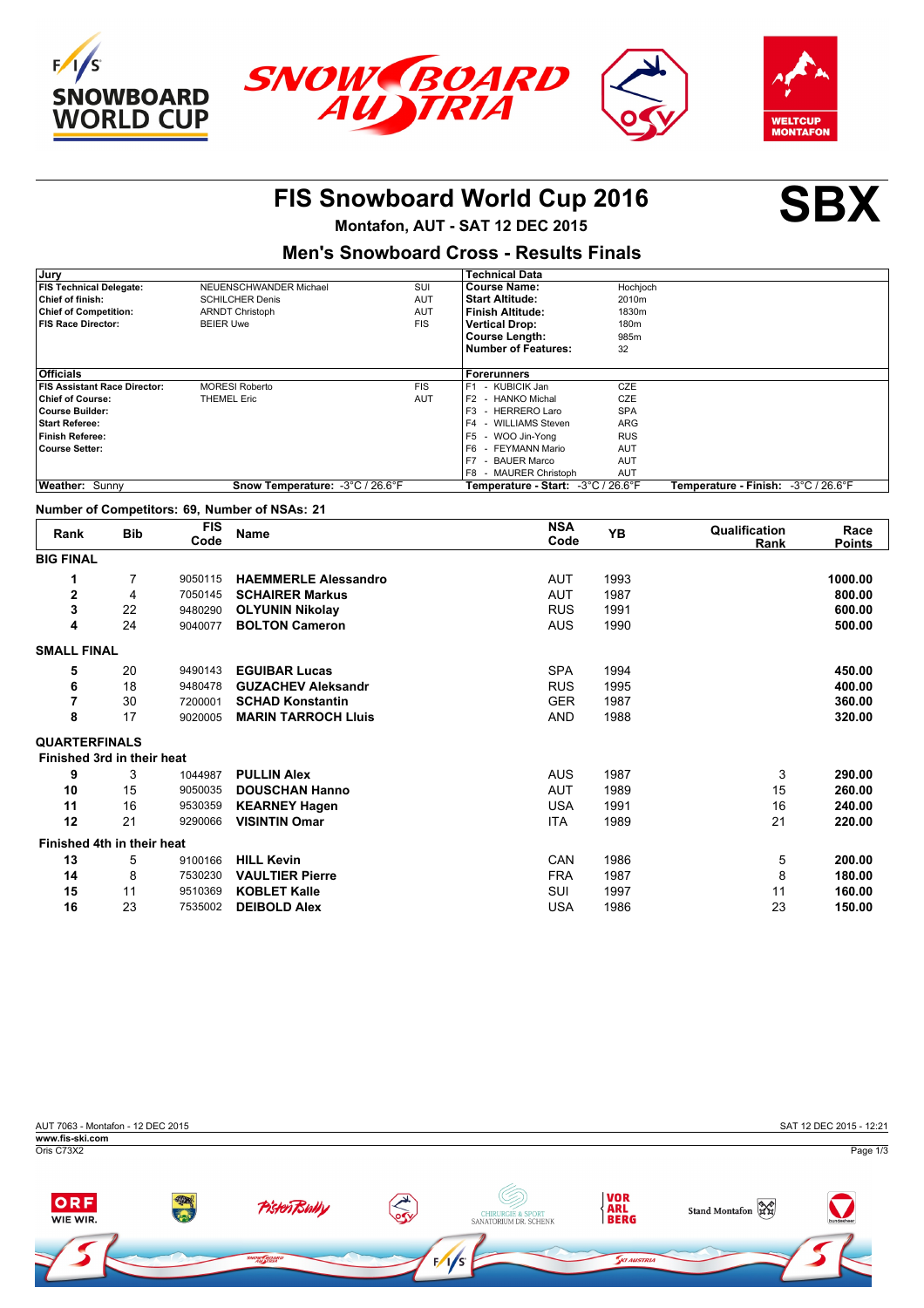# FIS Snowboard World Cup 2016

# SBX

**Montafon, AUT - SAT 12 DEC 2015**

## Men's Snowboard Cross - Results Finals

| Jury | | | Technical Data | |
|---|---|---|---|---|
| **FIS Technical Delegate:** | NEUENSCHWANDER Michael | SUI | **Course Name:** | Hochjoch |
| **Chief of finish:** | SCHILCHER Denis | AUT | **Start Altitude:** | 2010m |
| **Chief of Competition:** | ARNDT Christoph | AUT | **Finish Altitude:** | 1830m |
| **FIS Race Director:** | BEIER Uwe | FIS | **Vertical Drop:** | 180m |
| | | | **Course Length:** | 985m |
| | | | **Number of Features:** | 32 |
| **Officials** | | | **Forerunners** | |
| **FIS Assistant Race Director:** | MORESI Roberto | FIS | F1 - KUBICIK Jan | CZE |
| **Chief of Course:** | THEMEL Eric | AUT | F2 - HANKO Michal | CZE |
| **Course Builder:** | | | F3 - HERRERO Laro | SPA |
| **Start Referee:** | | | F4 - WILLIAMS Steven | ARG |
| **Finish Referee:** | | | F5 - WOO Jin-Yong | RUS |
| **Course Setter:** | | | F6 - FEYMANN Mario | AUT |
| | | | F7 - BAUER Marco | AUT |
| | | | F8 - MAURER Christoph | AUT |
| **Weather:** Sunny | **Snow Temperature:** -3°C / 26.6°F | | **Temperature - Start:** -3°C / 26.6°F | **Temperature - Finish:** -3°C / 26.6°F |

**Number of Competitors: 69, Number of NSAs: 21**

| Rank | Bib | FIS Code | Name | NSA Code | YB | Qualification Rank | Race Points |
|---|---|---|---|---|---|---|---|
| **BIG FINAL** | | | | | | | |
| **1** | 7 | 9050115 | **HAEMMERLE Alessandro** | AUT | 1993 | | **1000.00** |
| **2** | 4 | 7050145 | **SCHAIRER Markus** | AUT | 1987 | | **800.00** |
| **3** | 22 | 9480290 | **OLYUNIN Nikolay** | RUS | 1991 | | **600.00** |
| **4** | 24 | 9040077 | **BOLTON Cameron** | AUS | 1990 | | **500.00** |
| **SMALL FINAL** | | | | | | | |
| **5** | 20 | 9490143 | **EGUIBAR Lucas** | SPA | 1994 | | **450.00** |
| **6** | 18 | 9480478 | **GUZACHEV Aleksandr** | RUS | 1995 | | **400.00** |
| **7** | 30 | 7200001 | **SCHAD Konstantin** | GER | 1987 | | **360.00** |
| **8** | 17 | 9020005 | **MARIN TARROCH Lluis** | AND | 1988 | | **320.00** |
| **QUARTERFINALS** | | | | | | | |
| **Finished 3rd in their heat** | | | | | | | |
| **9** | 3 | 1044987 | **PULLIN Alex** | AUS | 1987 | 3 | **290.00** |
| **10** | 15 | 9050035 | **DOUSCHAN Hanno** | AUT | 1989 | 15 | **260.00** |
| **11** | 16 | 9530359 | **KEARNEY Hagen** | USA | 1991 | 16 | **240.00** |
| **12** | 21 | 9290066 | **VISINTIN Omar** | ITA | 1989 | 21 | **220.00** |
| **Finished 4th in their heat** | | | | | | | |
| **13** | 5 | 9100166 | **HILL Kevin** | CAN | 1986 | 5 | **200.00** |
| **14** | 8 | 7530230 | **VAULTIER Pierre** | FRA | 1987 | 8 | **180.00** |
| **15** | 11 | 9510369 | **KOBLET Kalle** | SUI | 1997 | 11 | **160.00** |
| **16** | 23 | 7535002 | **DEIBOLD Alex** | USA | 1986 | 23 | **150.00** |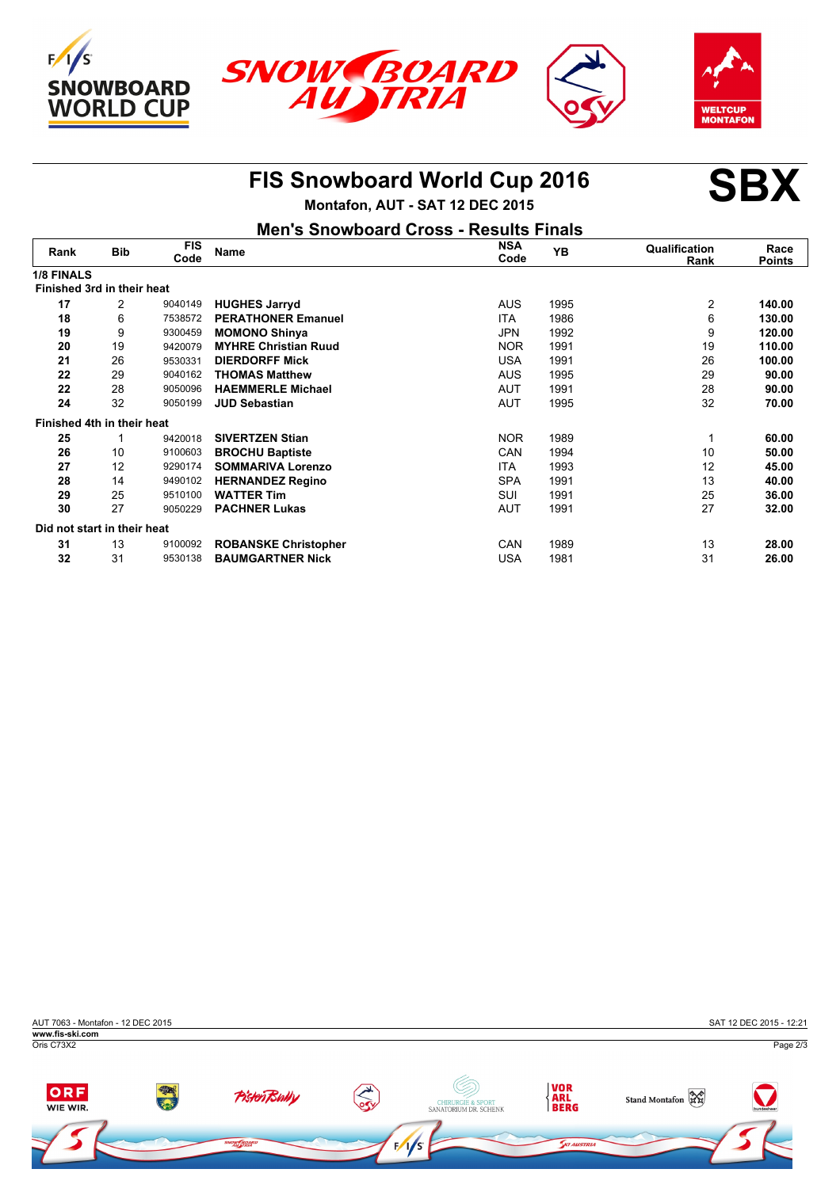# FIS Snowboard World Cup 2016

**SBX**

Montafon, AUT - SAT 12 DEC 2015

## Men's Snowboard Cross - Results Finals

| Rank | Bib | FIS Code | Name | NSA Code | YB | Qualification Rank | Race Points |
|---|---|---|---|---|---|---|---|
| **1/8 FINALS** | | | | | | | |
| **Finished 3rd in their heat** | | | | | | | |
| **17** | 2 | 9040149 | **HUGHES Jarryd** | AUS | 1995 | 2 | **140.00** |
| **18** | 6 | 7538572 | **PERATHONER Emanuel** | ITA | 1986 | 6 | **130.00** |
| **19** | 9 | 9300459 | **MOMONO Shinya** | JPN | 1992 | 9 | **120.00** |
| **20** | 19 | 9420079 | **MYHRE Christian Ruud** | NOR | 1991 | 19 | **110.00** |
| **21** | 26 | 9530331 | **DIERDORFF Mick** | USA | 1991 | 26 | **100.00** |
| **22** | 29 | 9040162 | **THOMAS Matthew** | AUS | 1995 | 29 | **90.00** |
| **22** | 28 | 9050096 | **HAEMMERLE Michael** | AUT | 1991 | 28 | **90.00** |
| **24** | 32 | 9050199 | **JUD Sebastian** | AUT | 1995 | 32 | **70.00** |
| **Finished 4th in their heat** | | | | | | | |
| **25** | 1 | 9420018 | **SIVERTZEN Stian** | NOR | 1989 | 1 | **60.00** |
| **26** | 10 | 9100603 | **BROCHU Baptiste** | CAN | 1994 | 10 | **50.00** |
| **27** | 12 | 9290174 | **SOMMARIVA Lorenzo** | ITA | 1993 | 12 | **45.00** |
| **28** | 14 | 9490102 | **HERNANDEZ Regino** | SPA | 1991 | 13 | **40.00** |
| **29** | 25 | 9510100 | **WATTER Tim** | SUI | 1991 | 25 | **36.00** |
| **30** | 27 | 9050229 | **PACHNER Lukas** | AUT | 1991 | 27 | **32.00** |
| **Did not start in their heat** | | | | | | | |
| **31** | 13 | 9100092 | **ROBANSKE Christopher** | CAN | 1989 | 13 | **28.00** |
| **32** | 31 | 9530138 | **BAUMGARTNER Nick** | USA | 1981 | 31 | **26.00** |

AUT 7063 - Montafon - 12 DEC 2015 | SAT 12 DEC 2015 - 12:21

www.fis-ski.com

Oris C73X2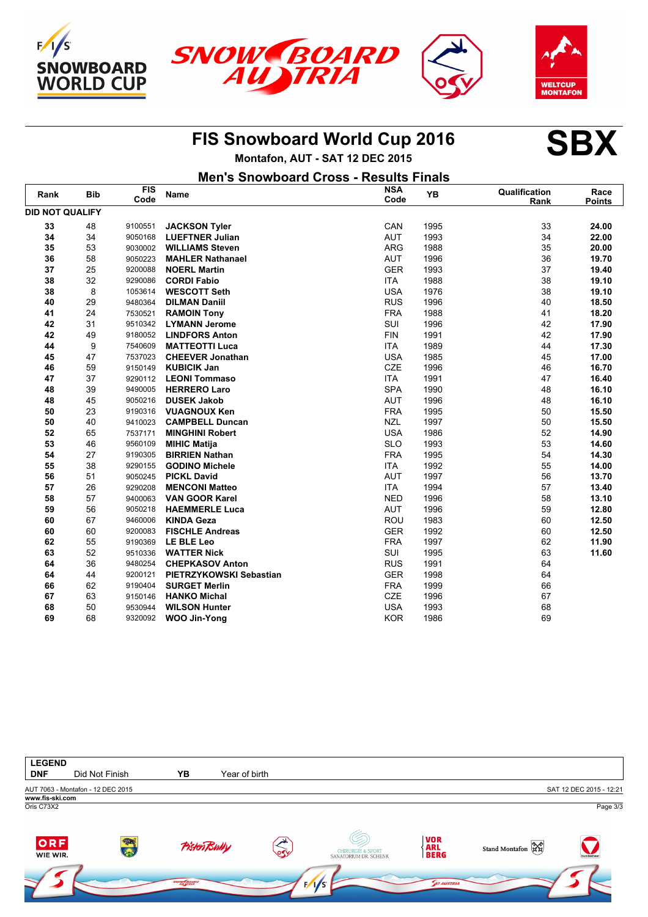# FIS Snowboard World Cup 2016

**SBX**

Montafon, AUT - SAT 12 DEC 2015

## Men's Snowboard Cross - Results Finals

| Rank | Bib | FIS Code | Name | NSA Code | YB | Qualification Rank | Race Points |
|---|---|---|---|---|---|---|---|
| **DID NOT QUALIFY** | | | | | | | |
| **33** | 48 | 9100551 | **JACKSON Tyler** | CAN | 1995 | 33 | **24.00** |
| **34** | 34 | 9050168 | **LUEFTNER Julian** | AUT | 1993 | 34 | **22.00** |
| **35** | 53 | 9030002 | **WILLIAMS Steven** | ARG | 1988 | 35 | **20.00** |
| **36** | 58 | 9050223 | **MAHLER Nathanael** | AUT | 1996 | 36 | **19.70** |
| **37** | 25 | 9200088 | **NOERL Martin** | GER | 1993 | 37 | **19.40** |
| **38** | 32 | 9290086 | **CORDI Fabio** | ITA | 1988 | 38 | **19.10** |
| **38** | 8 | 1053614 | **WESCOTT Seth** | USA | 1976 | 38 | **19.10** |
| **40** | 29 | 9480364 | **DILMAN Daniil** | RUS | 1996 | 40 | **18.50** |
| **41** | 24 | 7530521 | **RAMOIN Tony** | FRA | 1988 | 41 | **18.20** |
| **42** | 31 | 9510342 | **LYMANN Jerome** | SUI | 1996 | 42 | **17.90** |
| **42** | 49 | 9180052 | **LINDFORS Anton** | FIN | 1991 | 42 | **17.90** |
| **44** | 9 | 7540609 | **MATTEOTTI Luca** | ITA | 1989 | 44 | **17.30** |
| **45** | 47 | 7537023 | **CHEEVER Jonathan** | USA | 1985 | 45 | **17.00** |
| **46** | 59 | 9150149 | **KUBICIK Jan** | CZE | 1996 | 46 | **16.70** |
| **47** | 37 | 9290112 | **LEONI Tommaso** | ITA | 1991 | 47 | **16.40** |
| **48** | 39 | 9490005 | **HERRERO Laro** | SPA | 1990 | 48 | **16.10** |
| **48** | 45 | 9050216 | **DUSEK Jakob** | AUT | 1996 | 48 | **16.10** |
| **50** | 23 | 9190316 | **VUAGNOUX Ken** | FRA | 1995 | 50 | **15.50** |
| **50** | 40 | 9410023 | **CAMPBELL Duncan** | NZL | 1997 | 50 | **15.50** |
| **52** | 65 | 7537171 | **MINGHINI Robert** | USA | 1986 | 52 | **14.90** |
| **53** | 46 | 9560109 | **MIHIC Matija** | SLO | 1993 | 53 | **14.60** |
| **54** | 27 | 9190305 | **BIRRIEN Nathan** | FRA | 1995 | 54 | **14.30** |
| **55** | 38 | 9290155 | **GODINO Michele** | ITA | 1992 | 55 | **14.00** |
| **56** | 51 | 9050245 | **PICKL David** | AUT | 1997 | 56 | **13.70** |
| **57** | 26 | 9290208 | **MENCONI Matteo** | ITA | 1994 | 57 | **13.40** |
| **58** | 57 | 9400063 | **VAN GOOR Karel** | NED | 1996 | 58 | **13.10** |
| **59** | 56 | 9050218 | **HAEMMERLE Luca** | AUT | 1996 | 59 | **12.80** |
| **60** | 67 | 9460006 | **KINDA Geza** | ROU | 1983 | 60 | **12.50** |
| **60** | 60 | 9200083 | **FISCHLE Andreas** | GER | 1992 | 60 | **12.50** |
| **62** | 55 | 9190369 | **LE BLE Leo** | FRA | 1997 | 62 | **11.90** |
| **63** | 52 | 9510336 | **WATTER Nick** | SUI | 1995 | 63 | **11.60** |
| **64** | 36 | 9480254 | **CHEPKASOV Anton** | RUS | 1991 | 64 | |
| **64** | 44 | 9200121 | **PIETRZYKOWSKI Sebastian** | GER | 1998 | 64 | |
| **66** | 62 | 9190404 | **SURGET Merlin** | FRA | 1999 | 66 | |
| **67** | 63 | 9150146 | **HANKO Michal** | CZE | 1996 | 67 | |
| **68** | 50 | 9530944 | **WILSON Hunter** | USA | 1993 | 68 | |
| **69** | 68 | 9320092 | **WOO Jin-Yong** | KOR | 1986 | 69 | |

**LEGEND**

| | | | |
|---|---|---|---|
| **DNF** | Did Not Finish | **YB** | Year of birth |

AUT 7063 - Montafon - 12 DEC 2015 — SAT 12 DEC 2015 - 12:21

www.fis-ski.com

Oris C73X2